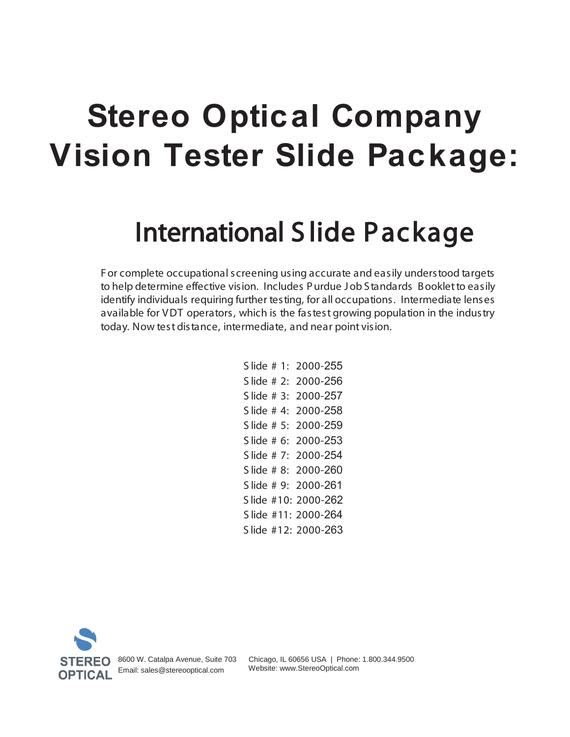# Stereo Optical Company Vision Tester Slide Package:

## International Slide Package

For complete occupational screening using accurate and easily understood targets to help determine effective vision. Includes Purdue Job Standards Booklet to easily identify individuals requiring further testing, for all occupations. Intermediate lenses available for VDT operators, which is the fastest growing population in the industry today. Now test distance, intermediate, and near point vision.

Slide # 1: 2000-255
Slide # 2: 2000-256
Slide # 3: 2000-257
Slide # 4: 2000-258
Slide # 5: 2000-259
Slide # 6: 2000-253
Slide # 7: 2000-254
Slide # 8: 2000-260
Slide # 9: 2000-261
Slide #10: 2000-262
Slide #11: 2000-264
Slide #12: 2000-263

STEREO OPTICAL
8600 W. Catalpa Avenue, Suite 703
Chicago, IL 60656 USA | Phone: 1.800.344.9500
Email: sales@stereooptical.com
Website: www.StereoOptical.com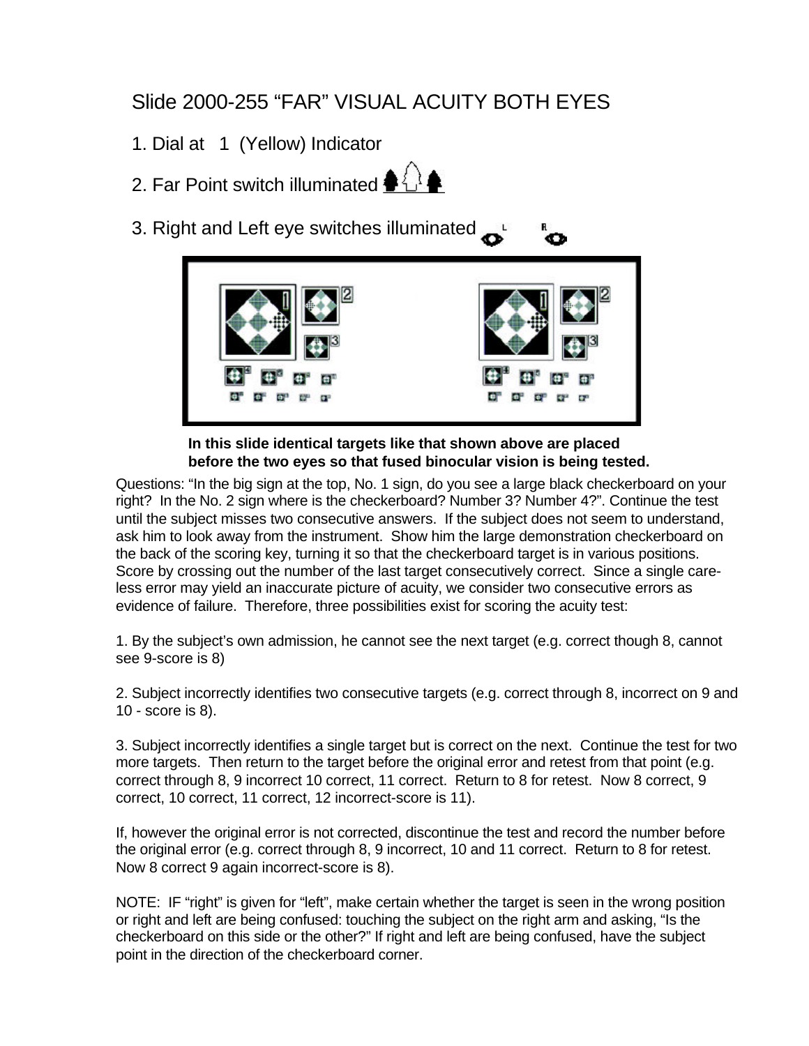# Slide 2000-255 "FAR" VISUAL ACUITY BOTH EYES

1. Dial at 1 (Yellow) Indicator
2. Far Point switch illuminated
3. Right and Left eye switches illuminated

**In this slide identical targets like that shown above are placed before the two eyes so that fused binocular vision is being tested.**

Questions: "In the big sign at the top, No. 1 sign, do you see a large black checkerboard on your right? In the No. 2 sign where is the checkerboard? Number 3? Number 4?". Continue the test until the subject misses two consecutive answers. If the subject does not seem to understand, ask him to look away from the instrument. Show him the large demonstration checkerboard on the back of the scoring key, turning it so that the checkerboard target is in various positions. Score by crossing out the number of the last target consecutively correct. Since a single care-less error may yield an inaccurate picture of acuity, we consider two consecutive errors as evidence of failure. Therefore, three possibilities exist for scoring the acuity test:

1. By the subject's own admission, he cannot see the next target (e.g. correct though 8, cannot see 9-score is 8)

2. Subject incorrectly identifies two consecutive targets (e.g. correct through 8, incorrect on 9 and 10 - score is 8).

3. Subject incorrectly identifies a single target but is correct on the next. Continue the test for two more targets. Then return to the target before the original error and retest from that point (e.g. correct through 8, 9 incorrect 10 correct, 11 correct. Return to 8 for retest. Now 8 correct, 9 correct, 10 correct, 11 correct, 12 incorrect-score is 11).

If, however the original error is not corrected, discontinue the test and record the number before the original error (e.g. correct through 8, 9 incorrect, 10 and 11 correct. Return to 8 for retest. Now 8 correct 9 again incorrect-score is 8).

NOTE: IF "right" is given for "left", make certain whether the target is seen in the wrong position or right and left are being confused: touching the subject on the right arm and asking, "Is the checkerboard on this side or the other?" If right and left are being confused, have the subject point in the direction of the checkerboard corner.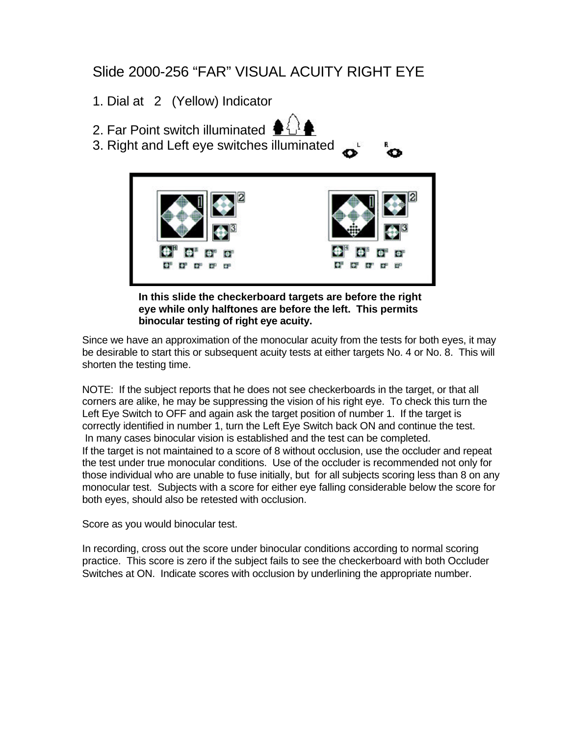# Slide 2000-256 "FAR" VISUAL ACUITY RIGHT EYE

1. Dial at 2 (Yellow) Indicator
2. Far Point switch illuminated
3. Right and Left eye switches illuminated

**In this slide the checkerboard targets are before the right eye while only halftones are before the left. This permits binocular testing of right eye acuity.**

Since we have an approximation of the monocular acuity from the tests for both eyes, it may be desirable to start this or subsequent acuity tests at either targets No. 4 or No. 8. This will shorten the testing time.

NOTE: If the subject reports that he does not see checkerboards in the target, or that all corners are alike, he may be suppressing the vision of his right eye. To check this turn the Left Eye Switch to OFF and again ask the target position of number 1. If the target is correctly identified in number 1, turn the Left Eye Switch back ON and continue the test. In many cases binocular vision is established and the test can be completed.
If the target is not maintained to a score of 8 without occlusion, use the occluder and repeat the test under true monocular conditions. Use of the occluder is recommended not only for those individual who are unable to fuse initially, but for all subjects scoring less than 8 on any monocular test. Subjects with a score for either eye falling considerable below the score for both eyes, should also be retested with occlusion.

Score as you would binocular test.

In recording, cross out the score under binocular conditions according to normal scoring practice. This score is zero if the subject fails to see the checkerboard with both Occluder Switches at ON. Indicate scores with occlusion by underlining the appropriate number.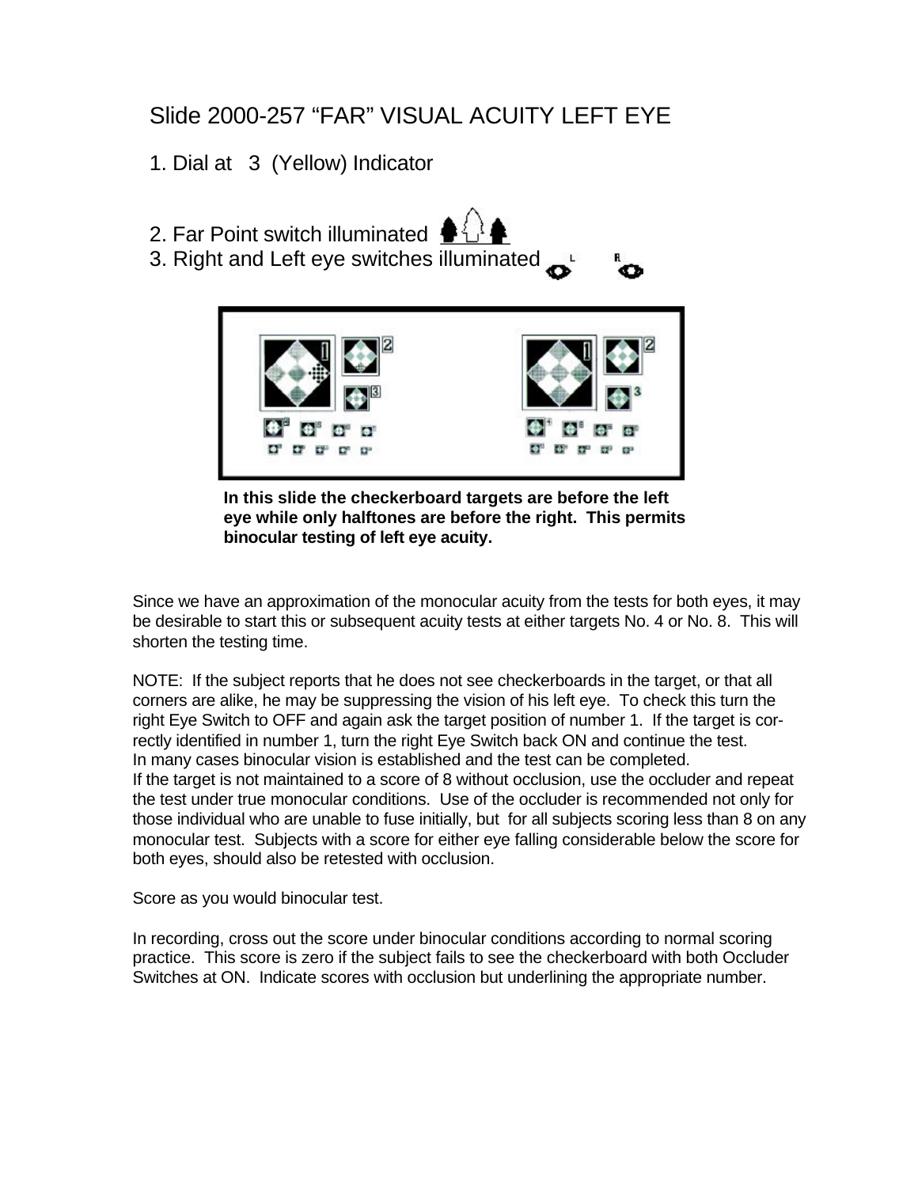# Slide 2000-257 “FAR” VISUAL ACUITY LEFT EYE

1. Dial at 3 (Yellow) Indicator

2. Far Point switch illuminated
3. Right and Left eye switches illuminated

**In this slide the checkerboard targets are before the left eye while only halftones are before the right. This permits binocular testing of left eye acuity.**

Since we have an approximation of the monocular acuity from the tests for both eyes, it may be desirable to start this or subsequent acuity tests at either targets No. 4 or No. 8. This will shorten the testing time.

NOTE: If the subject reports that he does not see checkerboards in the target, or that all corners are alike, he may be suppressing the vision of his left eye. To check this turn the right Eye Switch to OFF and again ask the target position of number 1. If the target is correctly identified in number 1, turn the right Eye Switch back ON and continue the test. In many cases binocular vision is established and the test can be completed. If the target is not maintained to a score of 8 without occlusion, use the occluder and repeat the test under true monocular conditions. Use of the occluder is recommended not only for those individual who are unable to fuse initially, but for all subjects scoring less than 8 on any monocular test. Subjects with a score for either eye falling considerable below the score for both eyes, should also be retested with occlusion.

Score as you would binocular test.

In recording, cross out the score under binocular conditions according to normal scoring practice. This score is zero if the subject fails to see the checkerboard with both Occluder Switches at ON. Indicate scores with occlusion but underlining the appropriate number.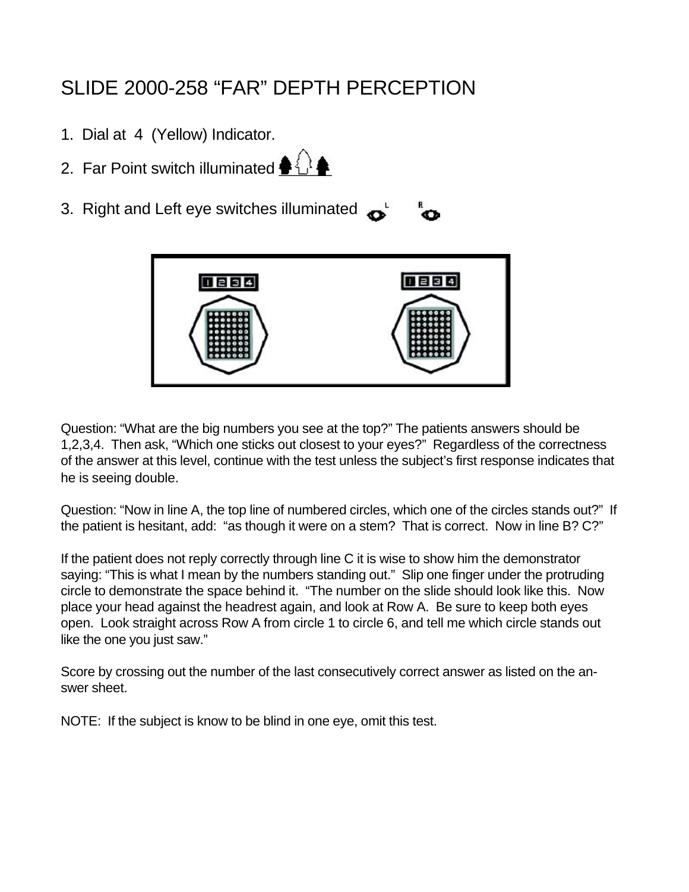# SLIDE 2000-258 “FAR” DEPTH PERCEPTION

1. Dial at 4 (Yellow) Indicator.
2. Far Point switch illuminated
3. Right and Left eye switches illuminated

Question: “What are the big numbers you see at the top?” The patients answers should be 1,2,3,4. Then ask, “Which one sticks out closest to your eyes?” Regardless of the correctness of the answer at this level, continue with the test unless the subject’s first response indicates that he is seeing double.

Question: “Now in line A, the top line of numbered circles, which one of the circles stands out?” If the patient is hesitant, add: “as though it were on a stem? That is correct. Now in line B? C?”

If the patient does not reply correctly through line C it is wise to show him the demonstrator saying: “This is what I mean by the numbers standing out.” Slip one finger under the protruding circle to demonstrate the space behind it. “The number on the slide should look like this. Now place your head against the headrest again, and look at Row A. Be sure to keep both eyes open. Look straight across Row A from circle 1 to circle 6, and tell me which circle stands out like the one you just saw.”

Score by crossing out the number of the last consecutively correct answer as listed on the answer sheet.

NOTE: If the subject is know to be blind in one eye, omit this test.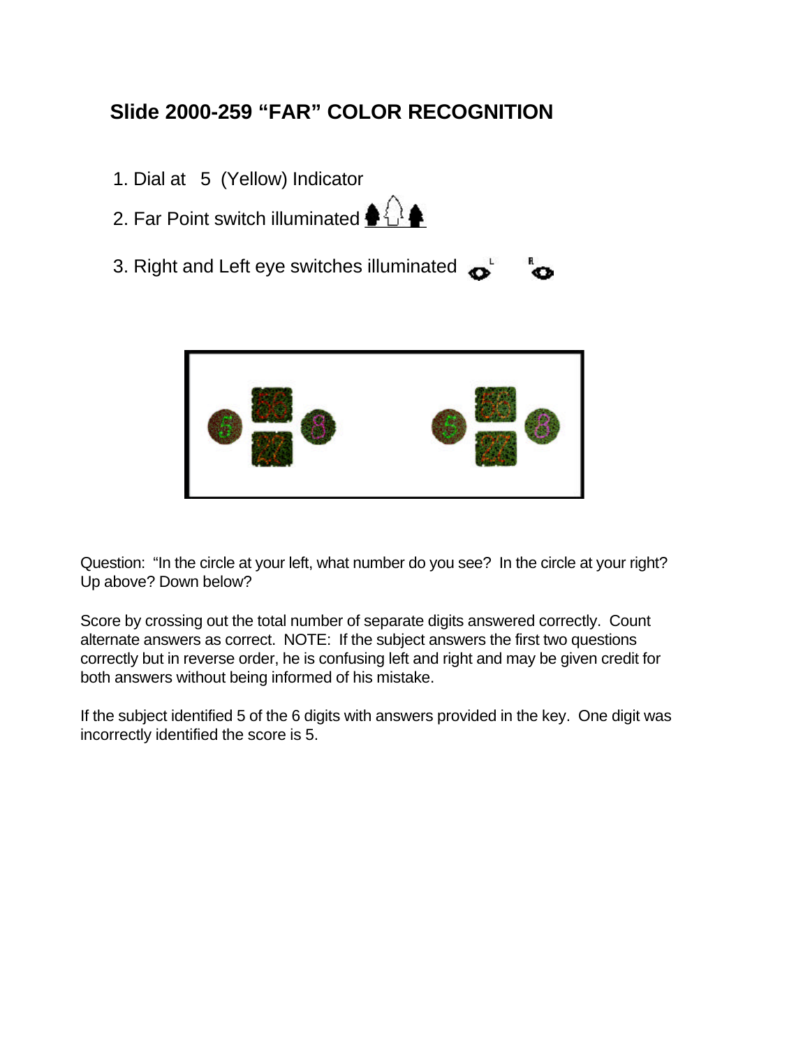## Slide 2000-259 "FAR" COLOR RECOGNITION

1. Dial at 5 (Yellow) Indicator
2. Far Point switch illuminated
3. Right and Left eye switches illuminated

Question: "In the circle at your left, what number do you see? In the circle at your right? Up above? Down below?

Score by crossing out the total number of separate digits answered correctly. Count alternate answers as correct. NOTE: If the subject answers the first two questions correctly but in reverse order, he is confusing left and right and may be given credit for both answers without being informed of his mistake.

If the subject identified 5 of the 6 digits with answers provided in the key. One digit was incorrectly identified the score is 5.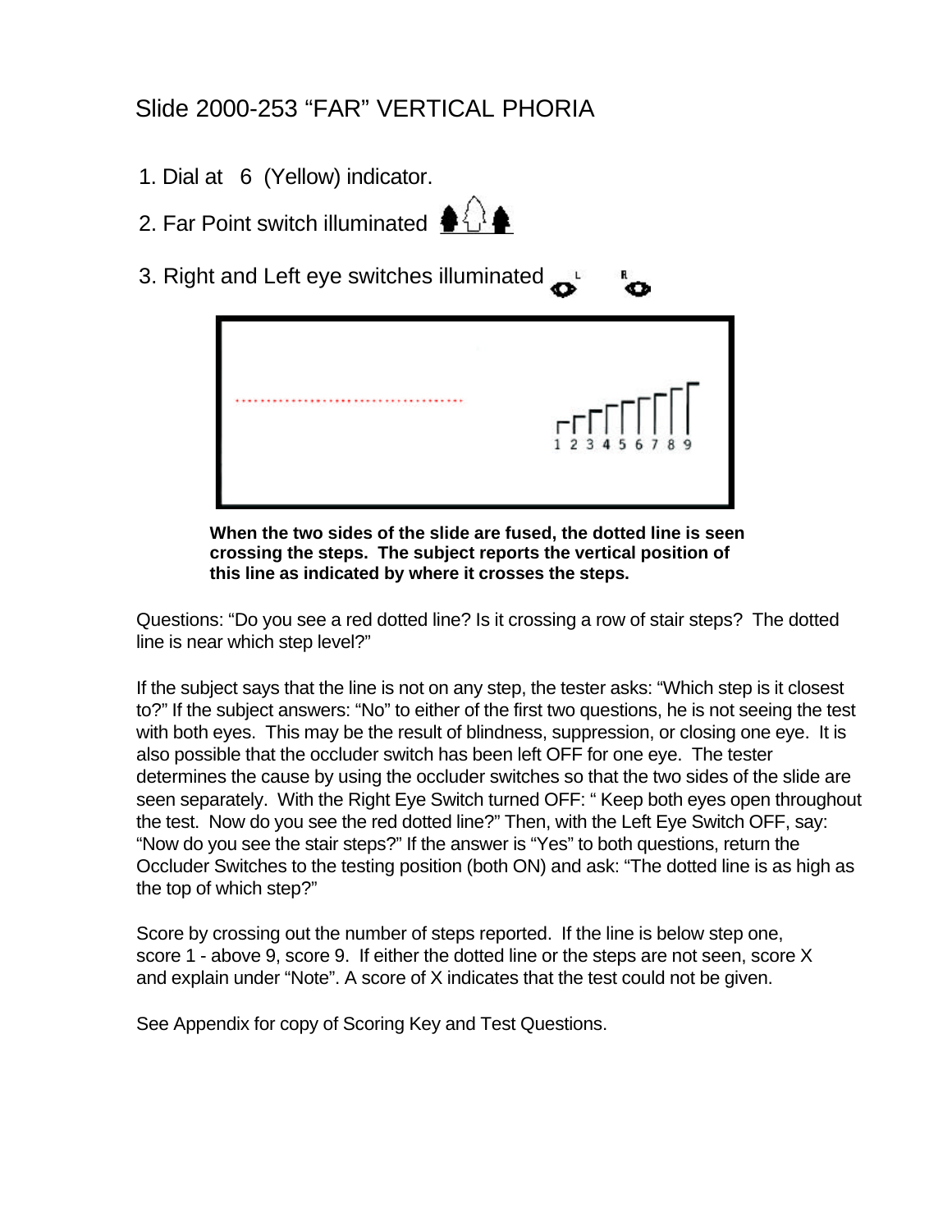# Slide 2000-253 "FAR" VERTICAL PHORIA

1. Dial at 6 (Yellow) indicator.
2. Far Point switch illuminated
3. Right and Left eye switches illuminated

1 2 3 4 5 6 7 8 9

**When the two sides of the slide are fused, the dotted line is seen crossing the steps. The subject reports the vertical position of this line as indicated by where it crosses the steps.**

Questions: "Do you see a red dotted line? Is it crossing a row of stair steps? The dotted line is near which step level?"

If the subject says that the line is not on any step, the tester asks: "Which step is it closest to?" If the subject answers: "No" to either of the first two questions, he is not seeing the test with both eyes. This may be the result of blindness, suppression, or closing one eye. It is also possible that the occluder switch has been left OFF for one eye. The tester determines the cause by using the occluder switches so that the two sides of the slide are seen separately. With the Right Eye Switch turned OFF: " Keep both eyes open throughout the test. Now do you see the red dotted line?" Then, with the Left Eye Switch OFF, say: "Now do you see the stair steps?" If the answer is "Yes" to both questions, return the Occluder Switches to the testing position (both ON) and ask: "The dotted line is as high as the top of which step?"

Score by crossing out the number of steps reported. If the line is below step one, score 1 - above 9, score 9. If either the dotted line or the steps are not seen, score X and explain under "Note". A score of X indicates that the test could not be given.

See Appendix for copy of Scoring Key and Test Questions.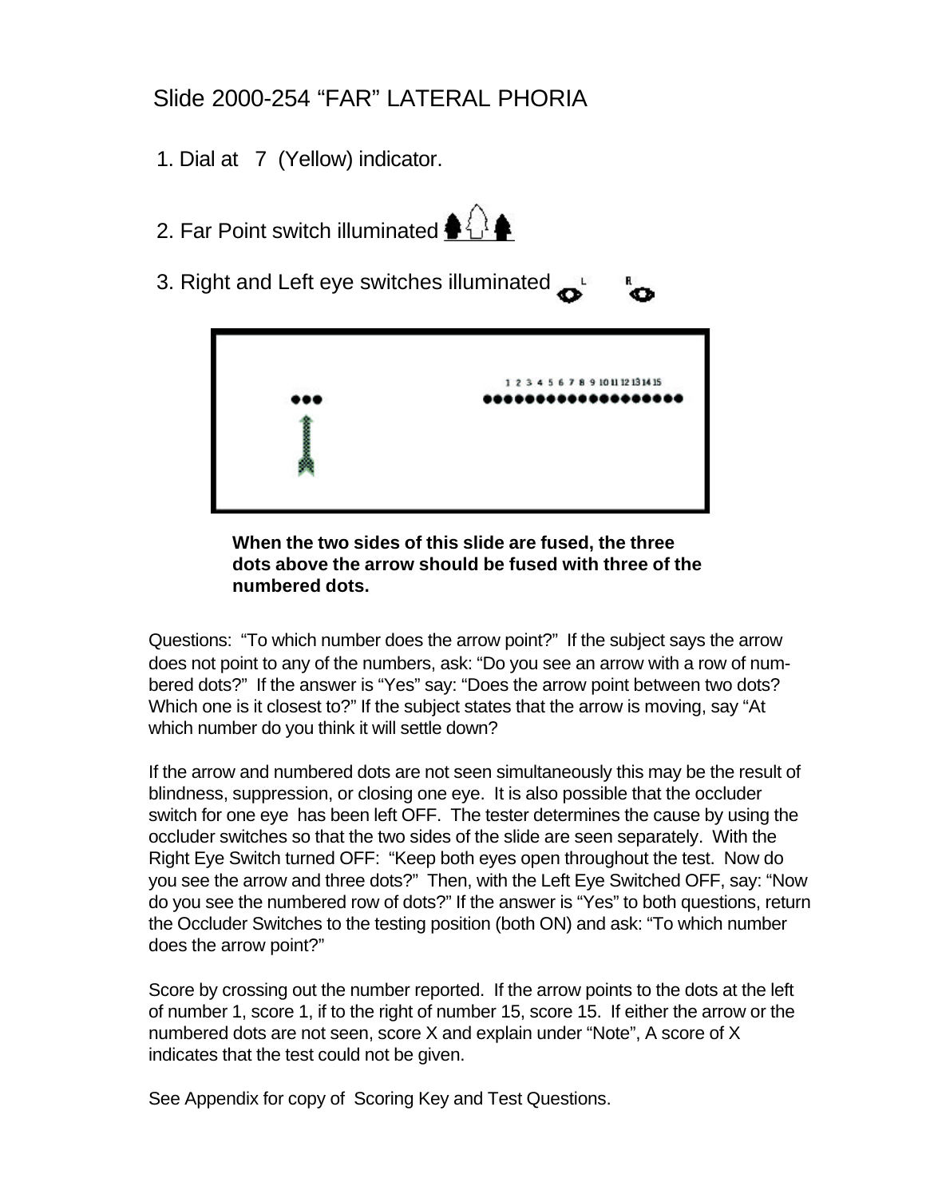# Slide 2000-254 "FAR" LATERAL PHORIA

1. Dial at 7 (Yellow) indicator.

2. Far Point switch illuminated

3. Right and Left eye switches illuminated

**When the two sides of this slide are fused, the three dots above the arrow should be fused with three of the numbered dots.**

Questions: "To which number does the arrow point?" If the subject says the arrow does not point to any of the numbers, ask: "Do you see an arrow with a row of numbered dots?" If the answer is "Yes" say: "Does the arrow point between two dots? Which one is it closest to?" If the subject states that the arrow is moving, say "At which number do you think it will settle down?

If the arrow and numbered dots are not seen simultaneously this may be the result of blindness, suppression, or closing one eye. It is also possible that the occluder switch for one eye has been left OFF. The tester determines the cause by using the occluder switches so that the two sides of the slide are seen separately. With the Right Eye Switch turned OFF: "Keep both eyes open throughout the test. Now do you see the arrow and three dots?" Then, with the Left Eye Switched OFF, say: "Now do you see the numbered row of dots?" If the answer is "Yes" to both questions, return the Occluder Switches to the testing position (both ON) and ask: "To which number does the arrow point?"

Score by crossing out the number reported. If the arrow points to the dots at the left of number 1, score 1, if to the right of number 15, score 15. If either the arrow or the numbered dots are not seen, score X and explain under "Note", A score of X indicates that the test could not be given.

See Appendix for copy of Scoring Key and Test Questions.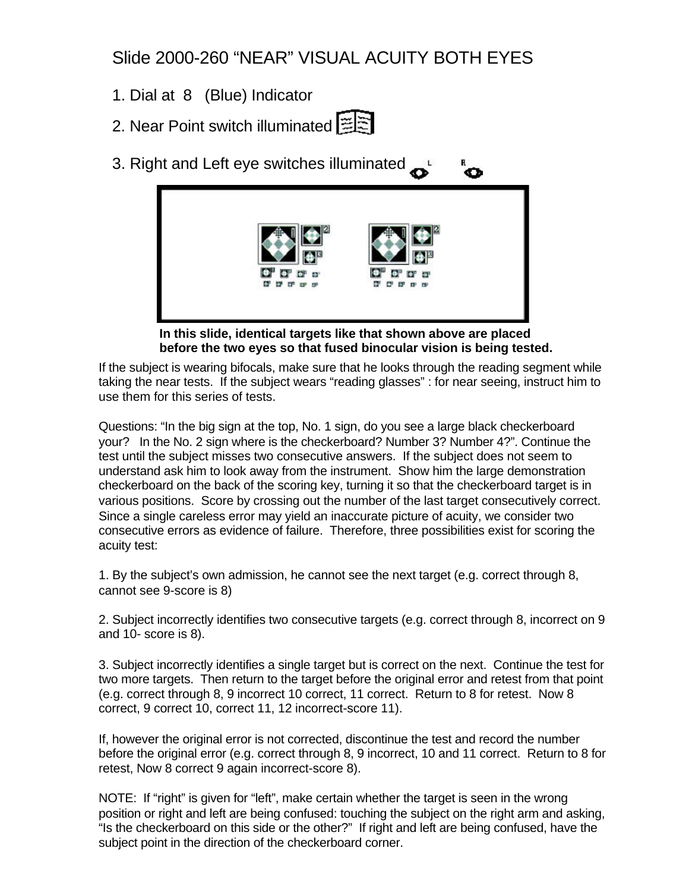# Slide 2000-260 "NEAR" VISUAL ACUITY BOTH EYES

1. Dial at 8 (Blue) Indicator
2. Near Point switch illuminated
3. Right and Left eye switches illuminated

**In this slide, identical targets like that shown above are placed before the two eyes so that fused binocular vision is being tested.**

If the subject is wearing bifocals, make sure that he looks through the reading segment while taking the near tests. If the subject wears "reading glasses" : for near seeing, instruct him to use them for this series of tests.

Questions: "In the big sign at the top, No. 1 sign, do you see a large black checkerboard your? In the No. 2 sign where is the checkerboard? Number 3? Number 4?". Continue the test until the subject misses two consecutive answers. If the subject does not seem to understand ask him to look away from the instrument. Show him the large demonstration checkerboard on the back of the scoring key, turning it so that the checkerboard target is in various positions. Score by crossing out the number of the last target consecutively correct. Since a single careless error may yield an inaccurate picture of acuity, we consider two consecutive errors as evidence of failure. Therefore, three possibilities exist for scoring the acuity test:

1. By the subject's own admission, he cannot see the next target (e.g. correct through 8, cannot see 9-score is 8)

2. Subject incorrectly identifies two consecutive targets (e.g. correct through 8, incorrect on 9 and 10- score is 8).

3. Subject incorrectly identifies a single target but is correct on the next. Continue the test for two more targets. Then return to the target before the original error and retest from that point (e.g. correct through 8, 9 incorrect 10 correct, 11 correct. Return to 8 for retest. Now 8 correct, 9 correct 10, correct 11, 12 incorrect-score 11).

If, however the original error is not corrected, discontinue the test and record the number before the original error (e.g. correct through 8, 9 incorrect, 10 and 11 correct. Return to 8 for retest, Now 8 correct 9 again incorrect-score 8).

NOTE: If "right" is given for "left", make certain whether the target is seen in the wrong position or right and left are being confused: touching the subject on the right arm and asking, "Is the checkerboard on this side or the other?" If right and left are being confused, have the subject point in the direction of the checkerboard corner.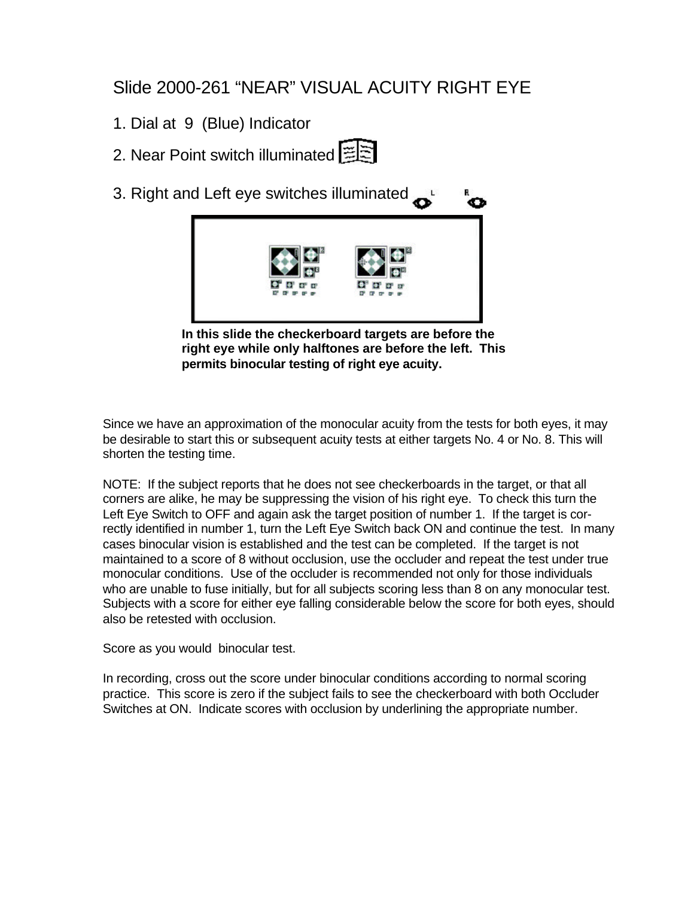## Slide 2000-261 "NEAR" VISUAL ACUITY RIGHT EYE

1. Dial at 9 (Blue) Indicator
2. Near Point switch illuminated
3. Right and Left eye switches illuminated

**In this slide the checkerboard targets are before the right eye while only halftones are before the left. This permits binocular testing of right eye acuity.**

Since we have an approximation of the monocular acuity from the tests for both eyes, it may be desirable to start this or subsequent acuity tests at either targets No. 4 or No. 8. This will shorten the testing time.

NOTE: If the subject reports that he does not see checkerboards in the target, or that all corners are alike, he may be suppressing the vision of his right eye. To check this turn the Left Eye Switch to OFF and again ask the target position of number 1. If the target is correctly identified in number 1, turn the Left Eye Switch back ON and continue the test. In many cases binocular vision is established and the test can be completed. If the target is not maintained to a score of 8 without occlusion, use the occluder and repeat the test under true monocular conditions. Use of the occluder is recommended not only for those individuals who are unable to fuse initially, but for all subjects scoring less than 8 on any monocular test. Subjects with a score for either eye falling considerable below the score for both eyes, should also be retested with occlusion.

Score as you would binocular test.

In recording, cross out the score under binocular conditions according to normal scoring practice. This score is zero if the subject fails to see the checkerboard with both Occluder Switches at ON. Indicate scores with occlusion by underlining the appropriate number.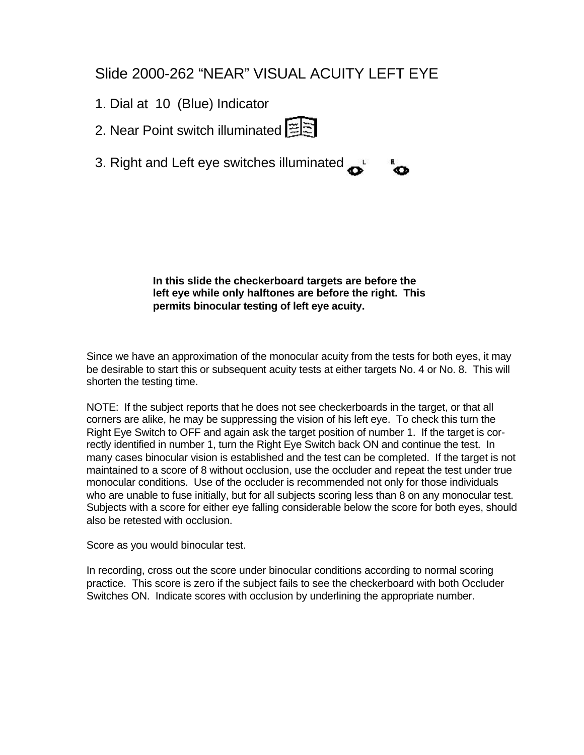# Slide 2000-262 “NEAR” VISUAL ACUITY LEFT EYE

1. Dial at 10 (Blue) Indicator
2. Near Point switch illuminated
3. Right and Left eye switches illuminated

**In this slide the checkerboard targets are before the left eye while only halftones are before the right. This permits binocular testing of left eye acuity.**

Since we have an approximation of the monocular acuity from the tests for both eyes, it may be desirable to start this or subsequent acuity tests at either targets No. 4 or No. 8. This will shorten the testing time.

NOTE: If the subject reports that he does not see checkerboards in the target, or that all corners are alike, he may be suppressing the vision of his left eye. To check this turn the Right Eye Switch to OFF and again ask the target position of number 1. If the target is correctly identified in number 1, turn the Right Eye Switch back ON and continue the test. In many cases binocular vision is established and the test can be completed. If the target is not maintained to a score of 8 without occlusion, use the occluder and repeat the test under true monocular conditions. Use of the occluder is recommended not only for those individuals who are unable to fuse initially, but for all subjects scoring less than 8 on any monocular test. Subjects with a score for either eye falling considerable below the score for both eyes, should also be retested with occlusion.

Score as you would binocular test.

In recording, cross out the score under binocular conditions according to normal scoring practice. This score is zero if the subject fails to see the checkerboard with both Occluder Switches ON. Indicate scores with occlusion by underlining the appropriate number.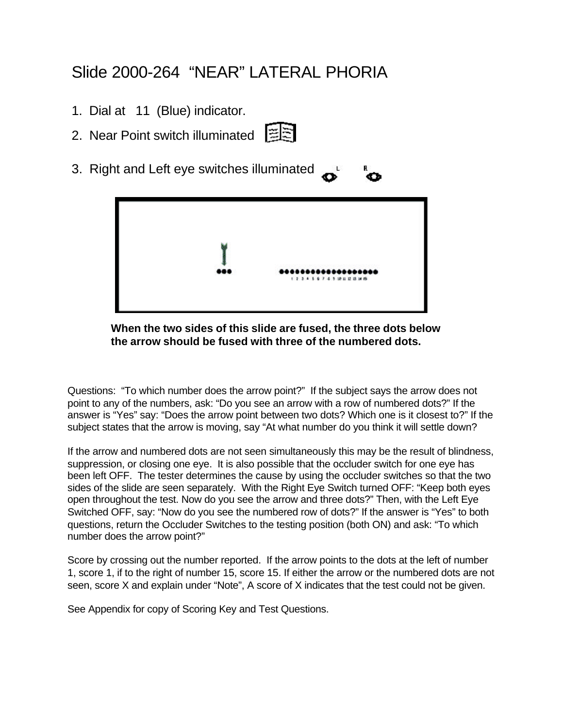# Slide 2000-264 "NEAR" LATERAL PHORIA

1. Dial at 11 (Blue) indicator.
2. Near Point switch illuminated
3. Right and Left eye switches illuminated

**When the two sides of this slide are fused, the three dots below the arrow should be fused with three of the numbered dots.**

Questions: "To which number does the arrow point?" If the subject says the arrow does not point to any of the numbers, ask: "Do you see an arrow with a row of numbered dots?" If the answer is "Yes" say: "Does the arrow point between two dots? Which one is it closest to?" If the subject states that the arrow is moving, say "At what number do you think it will settle down?

If the arrow and numbered dots are not seen simultaneously this may be the result of blindness, suppression, or closing one eye. It is also possible that the occluder switch for one eye has been left OFF. The tester determines the cause by using the occluder switches so that the two sides of the slide are seen separately. With the Right Eye Switch turned OFF: "Keep both eyes open throughout the test. Now do you see the arrow and three dots?" Then, with the Left Eye Switched OFF, say: "Now do you see the numbered row of dots?" If the answer is "Yes" to both questions, return the Occluder Switches to the testing position (both ON) and ask: "To which number does the arrow point?"

Score by crossing out the number reported. If the arrow points to the dots at the left of number 1, score 1, if to the right of number 15, score 15. If either the arrow or the numbered dots are not seen, score X and explain under "Note", A score of X indicates that the test could not be given.

See Appendix for copy of Scoring Key and Test Questions.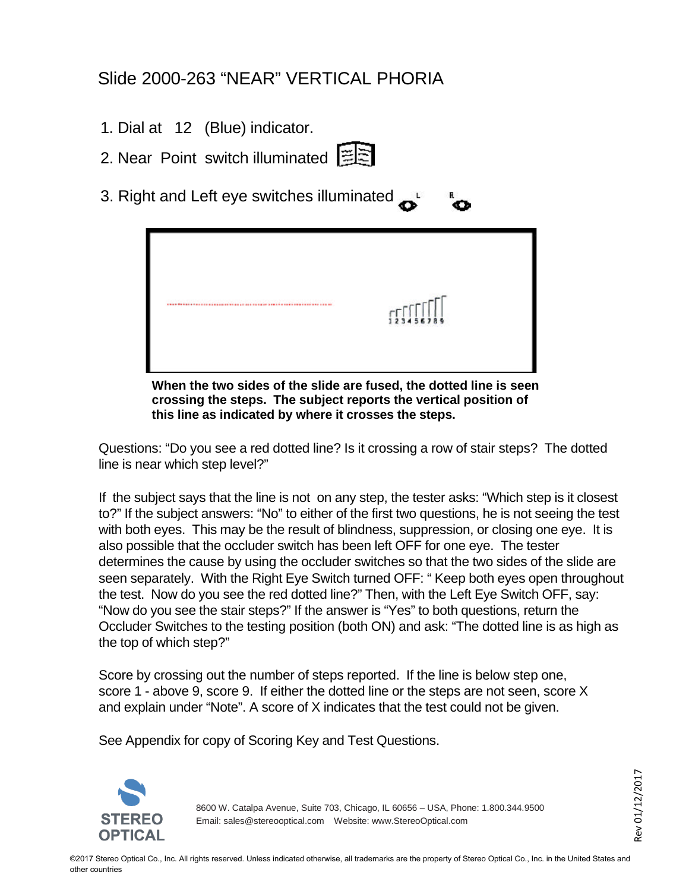# Slide 2000-263 "NEAR" VERTICAL PHORIA

1. Dial at 12 (Blue) indicator.
2. Near Point switch illuminated
3. Right and Left eye switches illuminated

L R

1 2 3 4 5 6 7 8 9

**When the two sides of the slide are fused, the dotted line is seen crossing the steps. The subject reports the vertical position of this line as indicated by where it crosses the steps.**

Questions: "Do you see a red dotted line? Is it crossing a row of stair steps? The dotted line is near which step level?"

If the subject says that the line is not on any step, the tester asks: "Which step is it closest to?" If the subject answers: "No" to either of the first two questions, he is not seeing the test with both eyes. This may be the result of blindness, suppression, or closing one eye. It is also possible that the occluder switch has been left OFF for one eye. The tester determines the cause by using the occluder switches so that the two sides of the slide are seen separately. With the Right Eye Switch turned OFF: " Keep both eyes open throughout the test. Now do you see the red dotted line?" Then, with the Left Eye Switch OFF, say: "Now do you see the stair steps?" If the answer is "Yes" to both questions, return the Occluder Switches to the testing position (both ON) and ask: "The dotted line is as high as the top of which step?"

Score by crossing out the number of steps reported. If the line is below step one, score 1 - above 9, score 9. If either the dotted line or the steps are not seen, score X and explain under "Note". A score of X indicates that the test could not be given.

See Appendix for copy of Scoring Key and Test Questions.

STEREO OPTICAL

8600 W. Catalpa Avenue, Suite 703, Chicago, IL 60656 – USA, Phone: 1.800.344.9500
Email: sales@stereooptical.com Website: www.StereoOptical.com

Rev 01/12/2017

©2017 Stereo Optical Co., Inc. All rights reserved. Unless indicated otherwise, all trademarks are the property of Stereo Optical Co., Inc. in the United States and other countries